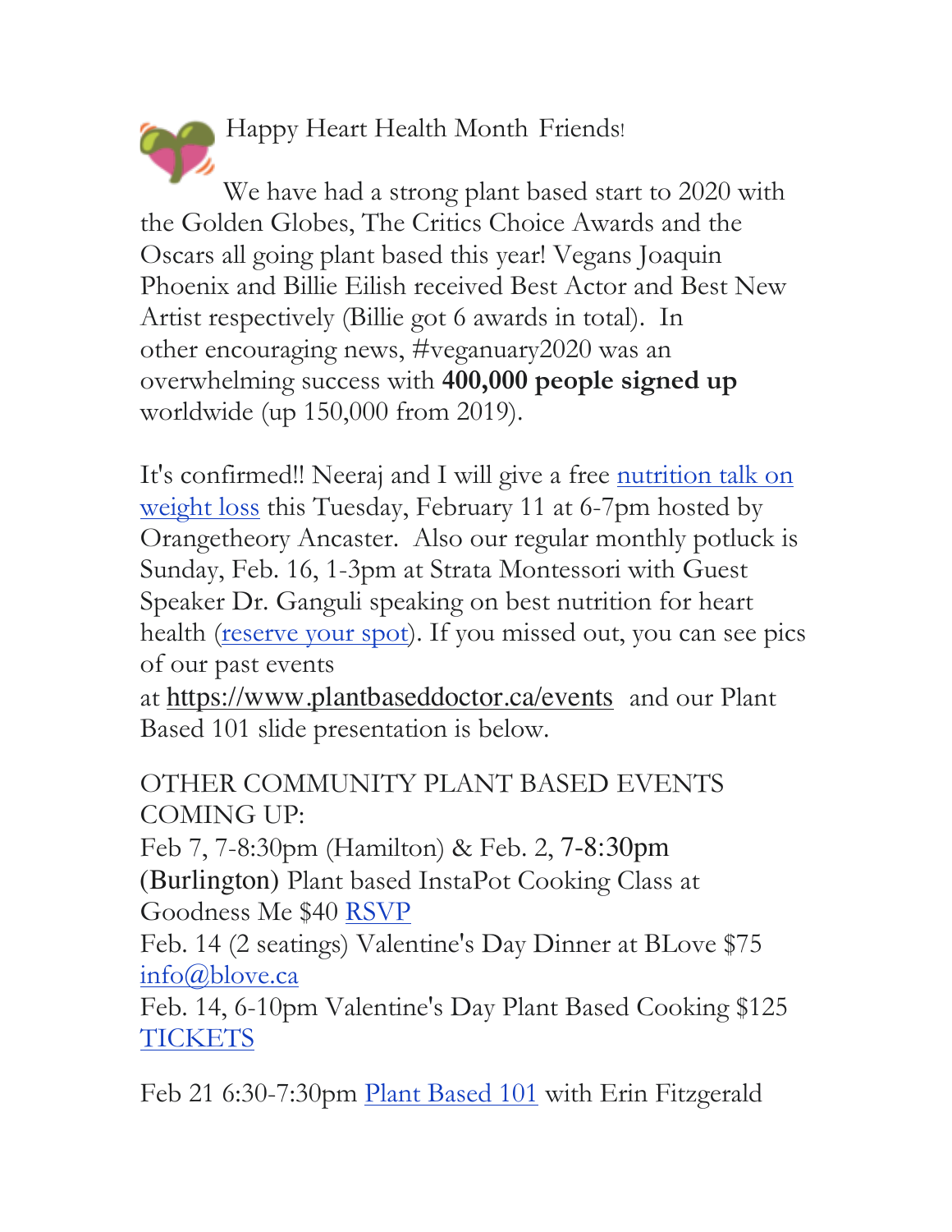Happy Heart Health Month Friends!

We have had a strong plant based start to 2020 with the Golden Globes, The Critics Choice Awards and the Oscars all going plant based this year! Vegans Joaquin Phoenix and Billie Eilish received Best Actor and Best New Artist respectively (Billie got 6 awards in total). In other encouraging news, #veganuary2020 was an overwhelming success with **400,000 people signed up** worldwide (up 150,000 from 2019).

It's confirmed!! Neeraj and I will give a free nutrition talk on weight loss this Tuesday, February 11 at 6-7pm hosted by Orangetheory Ancaster. Also our regular monthly potluck is Sunday, Feb. 16, 1-3pm at Strata Montessori with Guest Speaker Dr. Ganguli speaking on best nutrition for heart health (reserve your spot). If you missed out, you can see pics of our past events at https://www.plantbaseddoctor.ca/events and our Plant Based 101 slide presentation is below.

OTHER COMMUNITY PLANT BASED EVENTS COMING UP:

Feb 7, 7-8:30pm (Hamilton) & Feb. 2, 7-8:30pm (Burlington) Plant based InstaPot Cooking Class at Goodness Me $40 RSVP

Feb. 14 (2 seatings) Valentine's Day Dinner at BLove $75 info@blove.ca

Feb. 14, 6-10pm Valentine's Day Plant Based Cooking $125 TICKETS

Feb 21 6:30-7:30pm Plant Based 101 with Erin Fitzgerald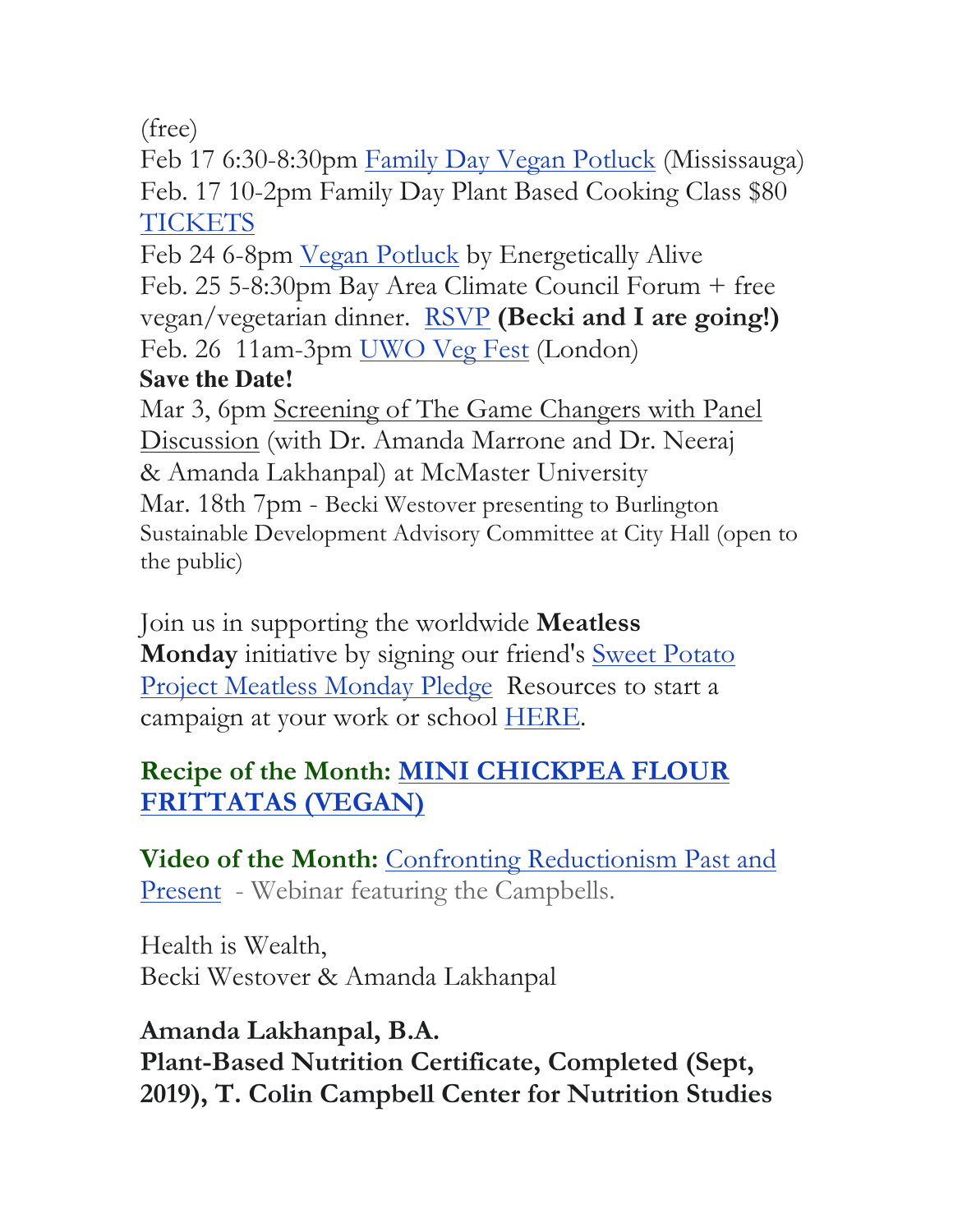(free)
Feb 17 6:30-8:30pm Family Day Vegan Potluck (Mississauga)
Feb. 17 10-2pm Family Day Plant Based Cooking Class $80 TICKETS
Feb 24 6-8pm Vegan Potluck by Energetically Alive
Feb. 25 5-8:30pm Bay Area Climate Council Forum + free vegan/vegetarian dinner. RSVP **(Becki and I are going!)**
Feb. 26 11am-3pm UWO Veg Fest (London)
**Save the Date!**
Mar 3, 6pm Screening of The Game Changers with Panel Discussion (with Dr. Amanda Marrone and Dr. Neeraj & Amanda Lakhanpal) at McMaster University
Mar. 18th 7pm - Becki Westover presenting to Burlington Sustainable Development Advisory Committee at City Hall (open to the public)

Join us in supporting the worldwide **Meatless Monday** initiative by signing our friend's Sweet Potato Project Meatless Monday Pledge Resources to start a campaign at your work or school HERE.

**Recipe of the Month: MINI CHICKPEA FLOUR FRITTATAS (VEGAN)**

**Video of the Month:** Confronting Reductionism Past and Present - Webinar featuring the Campbells.

Health is Wealth,
Becki Westover & Amanda Lakhanpal

**Amanda Lakhanpal, B.A.**
**Plant-Based Nutrition Certificate, Completed (Sept, 2019), T. Colin Campbell Center for Nutrition Studies**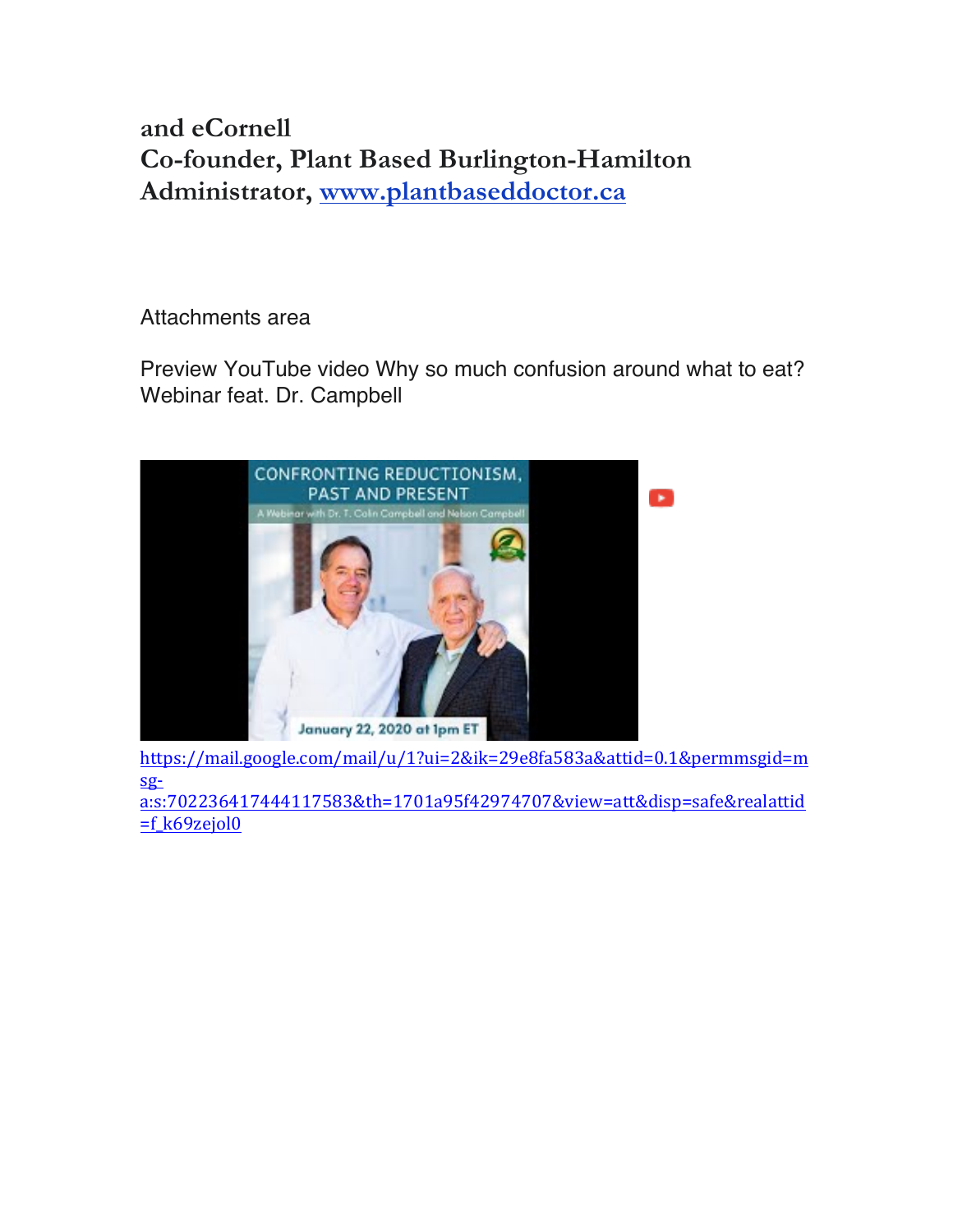**and eCornell**
**Co-founder, Plant Based Burlington-Hamilton**
**Administrator, [www.plantbaseddoctor.ca](http://www.plantbaseddoctor.ca)**

Attachments area

Preview YouTube video Why so much confusion around what to eat? Webinar feat. Dr. Campbell

https://mail.google.com/mail/u/1?ui=2&ik=29e8fa583a&attid=0.1&permmsgid=msg-a:s:7022364174441117583&th=1701a95f42974707&view=att&disp=safe&realattid=f_k69zejol0